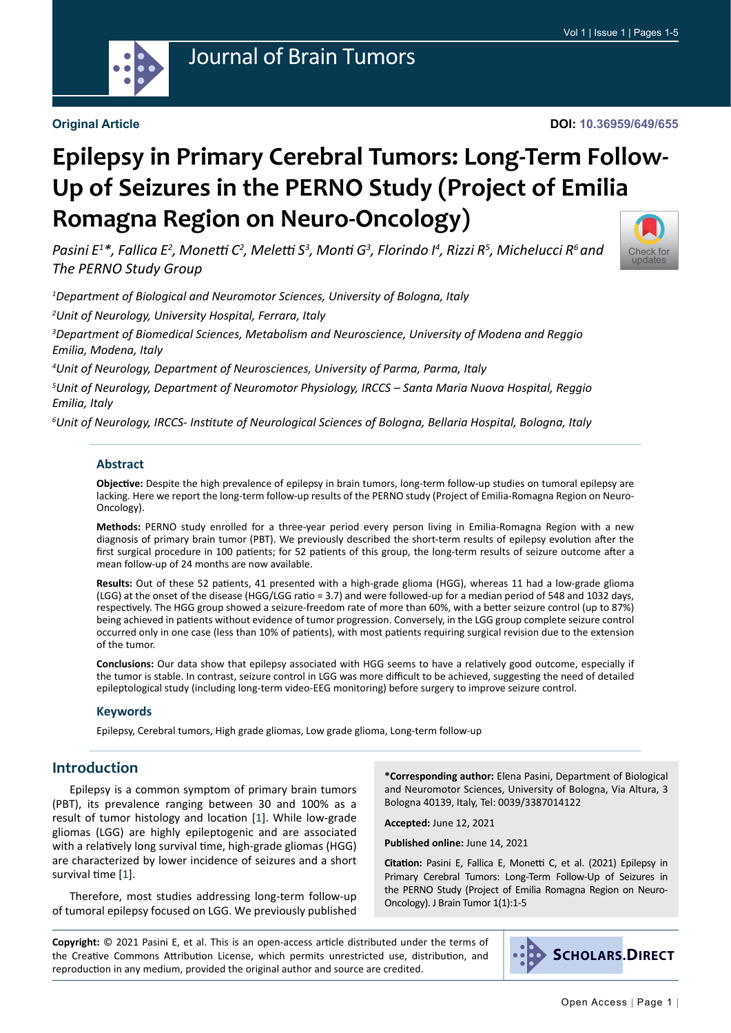**Original Article**

**DOI: 10.36959/649/655**

# Epilepsy in Primary Cerebral Tumors: Long-Term Follow-Up of Seizures in the PERNO Study (Project of Emilia Romagna Region on Neuro-Oncology)

*Pasini E[1]\*, Fallica E[2], Monetti C[2], Meletti S[3], Monti G[3], Florindo I[4], Rizzi R[5], Michelucci R[6] and The PERNO Study Group*

[1]*Department of Biological and Neuromotor Sciences, University of Bologna, Italy*

[2]*Unit of Neurology, University Hospital, Ferrara, Italy*

[3]*Department of Biomedical Sciences, Metabolism and Neuroscience, University of Modena and Reggio Emilia, Modena, Italy*

[4]*Unit of Neurology, Department of Neurosciences, University of Parma, Parma, Italy*

[5]*Unit of Neurology, Department of Neuromotor Physiology, IRCCS – Santa Maria Nuova Hospital, Reggio Emilia, Italy*

[6]*Unit of Neurology, IRCCS- Institute of Neurological Sciences of Bologna, Bellaria Hospital, Bologna, Italy*

## Abstract

**Objective:** Despite the high prevalence of epilepsy in brain tumors, long-term follow-up studies on tumoral epilepsy are lacking. Here we report the long-term follow-up results of the PERNO study (Project of Emilia-Romagna Region on Neuro-Oncology).

**Methods:** PERNO study enrolled for a three-year period every person living in Emilia-Romagna Region with a new diagnosis of primary brain tumor (PBT). We previously described the short-term results of epilepsy evolution after the first surgical procedure in 100 patients; for 52 patients of this group, the long-term results of seizure outcome after a mean follow-up of 24 months are now available.

**Results:** Out of these 52 patients, 41 presented with a high-grade glioma (HGG), whereas 11 had a low-grade glioma (LGG) at the onset of the disease (HGG/LGG ratio = 3.7) and were followed-up for a median period of 548 and 1032 days, respectively. The HGG group showed a seizure-freedom rate of more than 60%, with a better seizure control (up to 87%) being achieved in patients without evidence of tumor progression. Conversely, in the LGG group complete seizure control occurred only in one case (less than 10% of patients), with most patients requiring surgical revision due to the extension of the tumor.

**Conclusions:** Our data show that epilepsy associated with HGG seems to have a relatively good outcome, especially if the tumor is stable. In contrast, seizure control in LGG was more difficult to be achieved, suggesting the need of detailed epileptological study (including long-term video-EEG monitoring) before surgery to improve seizure control.

### Keywords

Epilepsy, Cerebral tumors, High grade gliomas, Low grade glioma, Long-term follow-up

## Introduction

Epilepsy is a common symptom of primary brain tumors (PBT), its prevalence ranging between 30 and 100% as a result of tumor histology and location [1]. While low-grade gliomas (LGG) are highly epileptogenic and are associated with a relatively long survival time, high-grade gliomas (HGG) are characterized by lower incidence of seizures and a short survival time [1].

Therefore, most studies addressing long-term follow-up of tumoral epilepsy focused on LGG. We previously published

**\*Corresponding author:** Elena Pasini, Department of Biological and Neuromotor Sciences, University of Bologna, Via Altura, 3 Bologna 40139, Italy, Tel: 0039/3387014122

**Accepted:** June 12, 2021

**Published online:** June 14, 2021

**Citation:** Pasini E, Fallica E, Monetti C, et al. (2021) Epilepsy in Primary Cerebral Tumors: Long-Term Follow-Up of Seizures in the PERNO Study (Project of Emilia Romagna Region on Neuro-Oncology). J Brain Tumor 1(1):1-5

**Copyright:** © 2021 Pasini E, et al. This is an open-access article distributed under the terms of the Creative Commons Attribution License, which permits unrestricted use, distribution, and reproduction in any medium, provided the original author and source are credited.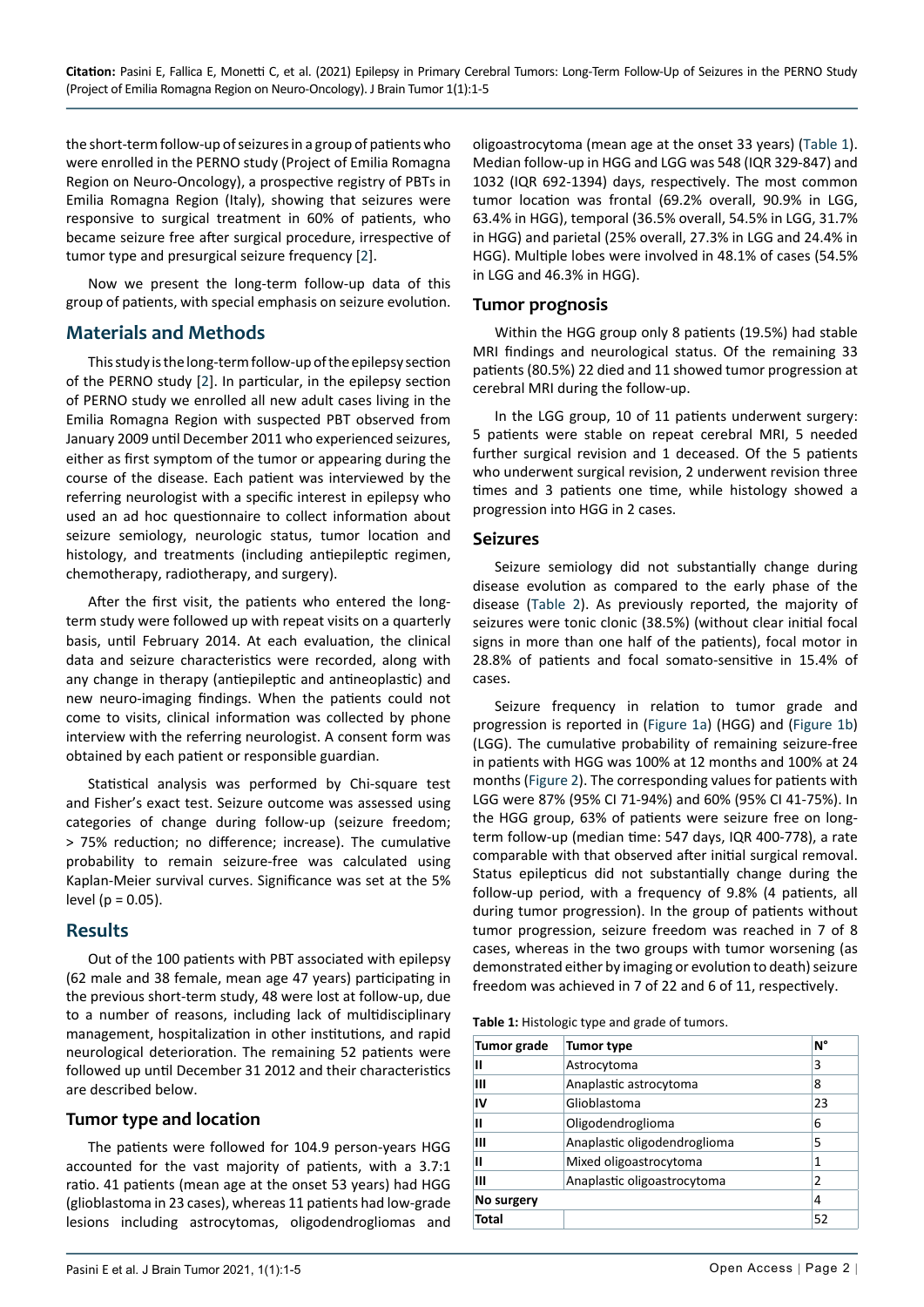the short-term follow-up of seizures in a group of patients who were enrolled in the PERNO study (Project of Emilia Romagna Region on Neuro-Oncology), a prospective registry of PBTs in Emilia Romagna Region (Italy), showing that seizures were responsive to surgical treatment in 60% of patients, who became seizure free after surgical procedure, irrespective of tumor type and presurgical seizure frequency [2].

Now we present the long-term follow-up data of this group of patients, with special emphasis on seizure evolution.

## Materials and Methods

This study is the long-term follow-up of the epilepsy section of the PERNO study [2]. In particular, in the epilepsy section of PERNO study we enrolled all new adult cases living in the Emilia Romagna Region with suspected PBT observed from January 2009 until December 2011 who experienced seizures, either as first symptom of the tumor or appearing during the course of the disease. Each patient was interviewed by the referring neurologist with a specific interest in epilepsy who used an ad hoc questionnaire to collect information about seizure semiology, neurologic status, tumor location and histology, and treatments (including antiepileptic regimen, chemotherapy, radiotherapy, and surgery).

After the first visit, the patients who entered the long-term study were followed up with repeat visits on a quarterly basis, until February 2014. At each evaluation, the clinical data and seizure characteristics were recorded, along with any change in therapy (antiepileptic and antineoplastic) and new neuro-imaging findings. When the patients could not come to visits, clinical information was collected by phone interview with the referring neurologist. A consent form was obtained by each patient or responsible guardian.

Statistical analysis was performed by Chi-square test and Fisher's exact test. Seizure outcome was assessed using categories of change during follow-up (seizure freedom; > 75% reduction; no difference; increase). The cumulative probability to remain seizure-free was calculated using Kaplan-Meier survival curves. Significance was set at the 5% level ($p = 0.05$).

## Results

Out of the 100 patients with PBT associated with epilepsy (62 male and 38 female, mean age 47 years) participating in the previous short-term study, 48 were lost at follow-up, due to a number of reasons, including lack of multidisciplinary management, hospitalization in other institutions, and rapid neurological deterioration. The remaining 52 patients were followed up until December 31 2012 and their characteristics are described below.

### Tumor type and location

The patients were followed for 104.9 person-years HGG accounted for the vast majority of patients, with a 3.7:1 ratio. 41 patients (mean age at the onset 53 years) had HGG (glioblastoma in 23 cases), whereas 11 patients had low-grade lesions including astrocytomas, oligodendrogliomas and oligoastrocytoma (mean age at the onset 33 years) (Table 1). Median follow-up in HGG and LGG was 548 (IQR 329-847) and 1032 (IQR 692-1394) days, respectively. The most common tumor location was frontal (69.2% overall, 90.9% in LGG, 63.4% in HGG), temporal (36.5% overall, 54.5% in LGG, 31.7% in HGG) and parietal (25% overall, 27.3% in LGG and 24.4% in HGG). Multiple lobes were involved in 48.1% of cases (54.5% in LGG and 46.3% in HGG).

### Tumor prognosis

Within the HGG group only 8 patients (19.5%) had stable MRI findings and neurological status. Of the remaining 33 patients (80.5%) 22 died and 11 showed tumor progression at cerebral MRI during the follow-up.

In the LGG group, 10 of 11 patients underwent surgery: 5 patients were stable on repeat cerebral MRI, 5 needed further surgical revision and 1 deceased. Of the 5 patients who underwent surgical revision, 2 underwent revision three times and 3 patients one time, while histology showed a progression into HGG in 2 cases.

### Seizures

Seizure semiology did not substantially change during disease evolution as compared to the early phase of the disease (Table 2). As previously reported, the majority of seizures were tonic clonic (38.5%) (without clear initial focal signs in more than one half of the patients), focal motor in 28.8% of patients and focal somato-sensitive in 15.4% of cases.

Seizure frequency in relation to tumor grade and progression is reported in (Figure 1a) (HGG) and (Figure 1b) (LGG). The cumulative probability of remaining seizure-free in patients with HGG was 100% at 12 months and 100% at 24 months (Figure 2). The corresponding values for patients with LGG were 87% (95% CI 71-94%) and 60% (95% CI 41-75%). In the HGG group, 63% of patients were seizure free on long-term follow-up (median time: 547 days, IQR 400-778), a rate comparable with that observed after initial surgical removal. Status epilepticus did not substantially change during the follow-up period, with a frequency of 9.8% (4 patients, all during tumor progression). In the group of patients without tumor progression, seizure freedom was reached in 7 of 8 cases, whereas in the two groups with tumor worsening (as demonstrated either by imaging or evolution to death) seizure freedom was achieved in 7 of 22 and 6 of 11, respectively.

**Table 1:** Histologic type and grade of tumors.

| Tumor grade | Tumor type | N° |
|---|---|---|
| II | Astrocytoma | 3 |
| III | Anaplastic astrocytoma | 8 |
| IV | Glioblastoma | 23 |
| II | Oligodendroglioma | 6 |
| III | Anaplastic oligodendroglioma | 5 |
| II | Mixed oligoastrocytoma | 1 |
| III | Anaplastic oligoastrocytoma | 2 |
| No surgery | | 4 |
| Total | | 52 |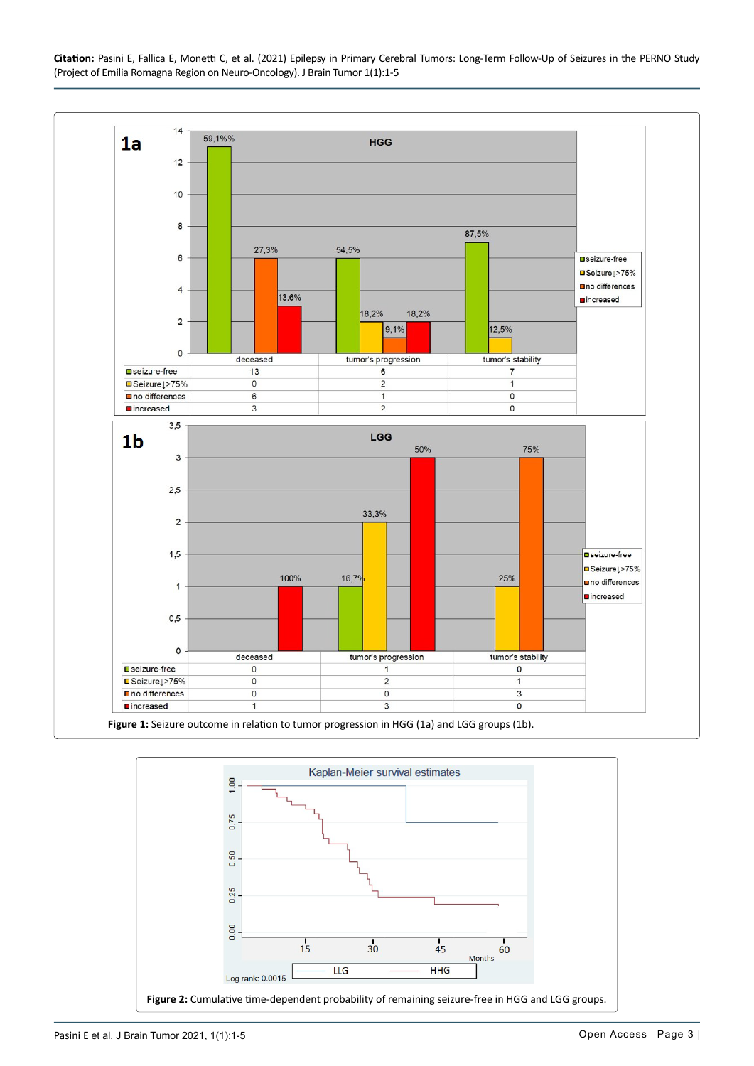**1a** HGG

| | deceased | tumor's progression | tumor's stability |
|---|---|---|---|
| seizure-free | 13 | 6 | 7 |
| Seizure↓>75% | 0 | 2 | 1 |
| no differences | 6 | 1 | 0 |
| increased | 3 | 2 | 0 |

**1b** LGG

| | deceased | tumor's progression | tumor's stability |
|---|---|---|---|
| seizure-free | 0 | 1 | 0 |
| Seizure↓>75% | 0 | 2 | 1 |
| no differences | 0 | 0 | 3 |
| increased | 1 | 3 | 0 |

**Figure 1:** Seizure outcome in relation to tumor progression in HGG (1a) and LGG groups (1b).

Kaplan-Meier survival estimates

Log rank: 0.0015

**Figure 2:** Cumulative time-dependent probability of remaining seizure-free in HGG and LGG groups.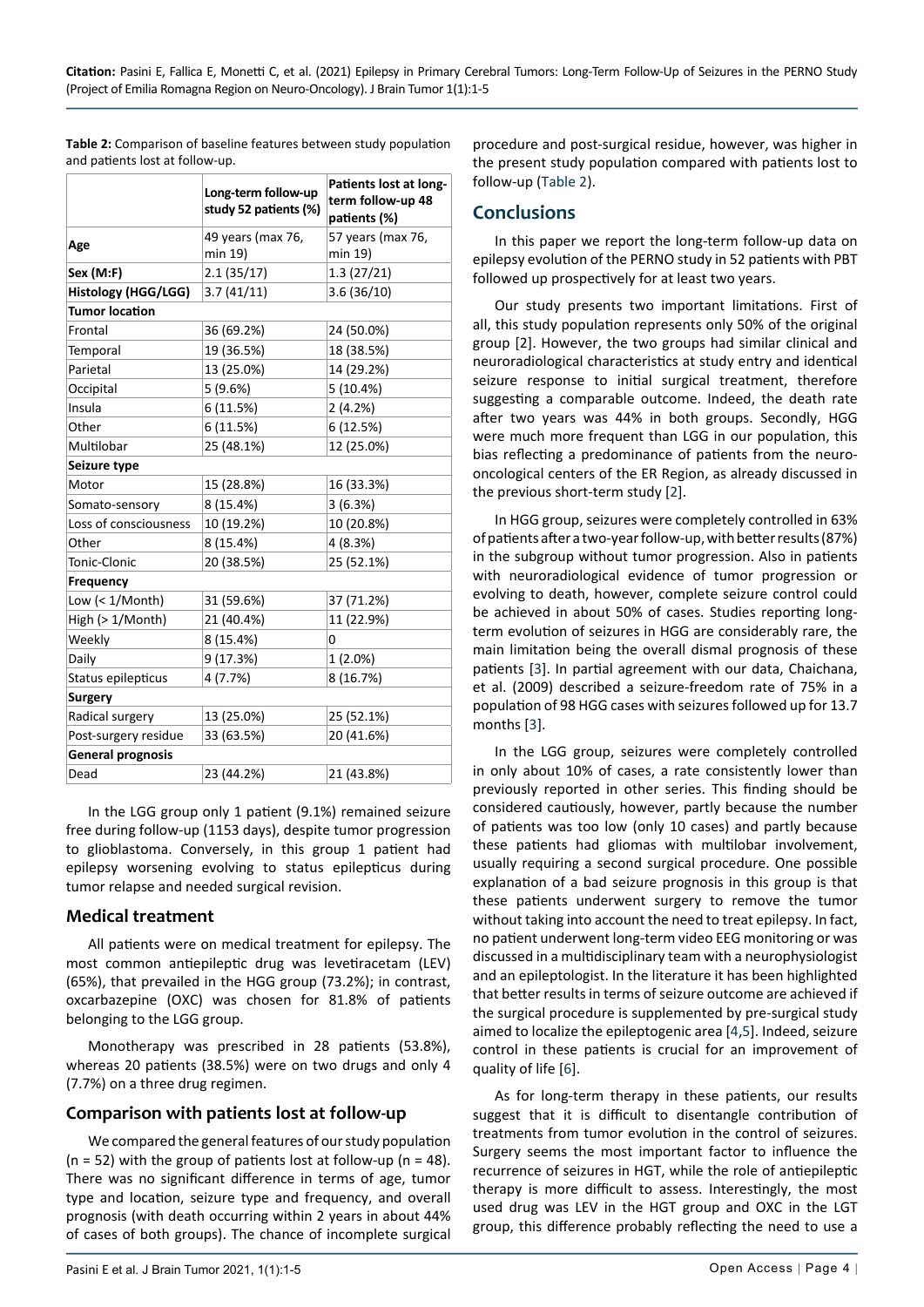**Table 2:** Comparison of baseline features between study population and patients lost at follow-up.

| | Long-term follow-up study 52 patients (%) | Patients lost at long-term follow-up 48 patients (%) |
|---|---|---|
| **Age** | 49 years (max 76, min 19) | 57 years (max 76, min 19) |
| **Sex (M:F)** | 2.1 (35/17) | 1.3 (27/21) |
| **Histology (HGG/LGG)** | 3.7 (41/11) | 3.6 (36/10) |
| **Tumor location** | | |
| Frontal | 36 (69.2%) | 24 (50.0%) |
| Temporal | 19 (36.5%) | 18 (38.5%) |
| Parietal | 13 (25.0%) | 14 (29.2%) |
| Occipital | 5 (9.6%) | 5 (10.4%) |
| Insula | 6 (11.5%) | 2 (4.2%) |
| Other | 6 (11.5%) | 6 (12.5%) |
| Multilobar | 25 (48.1%) | 12 (25.0%) |
| **Seizure type** | | |
| Motor | 15 (28.8%) | 16 (33.3%) |
| Somato-sensory | 8 (15.4%) | 3 (6.3%) |
| Loss of consciousness | 10 (19.2%) | 10 (20.8%) |
| Other | 8 (15.4%) | 4 (8.3%) |
| Tonic-Clonic | 20 (38.5%) | 25 (52.1%) |
| **Frequency** | | |
| Low (< 1/Month) | 31 (59.6%) | 37 (71.2%) |
| High (> 1/Month) | 21 (40.4%) | 11 (22.9%) |
| Weekly | 8 (15.4%) | 0 |
| Daily | 9 (17.3%) | 1 (2.0%) |
| Status epilepticus | 4 (7.7%) | 8 (16.7%) |
| **Surgery** | | |
| Radical surgery | 13 (25.0%) | 25 (52.1%) |
| Post-surgery residue | 33 (63.5%) | 20 (41.6%) |
| **General prognosis** | | |
| Dead | 23 (44.2%) | 21 (43.8%) |

In the LGG group only 1 patient (9.1%) remained seizure free during follow-up (1153 days), despite tumor progression to glioblastoma. Conversely, in this group 1 patient had epilepsy worsening evolving to status epilepticus during tumor relapse and needed surgical revision.

## Medical treatment

All patients were on medical treatment for epilepsy. The most common antiepileptic drug was levetiracetam (LEV) (65%), that prevailed in the HGG group (73.2%); in contrast, oxcarbazepine (OXC) was chosen for 81.8% of patients belonging to the LGG group.

Monotherapy was prescribed in 28 patients (53.8%), whereas 20 patients (38.5%) were on two drugs and only 4 (7.7%) on a three drug regimen.

## Comparison with patients lost at follow-up

We compared the general features of our study population (n = 52) with the group of patients lost at follow-up (n = 48). There was no significant difference in terms of age, tumor type and location, seizure type and frequency, and overall prognosis (with death occurring within 2 years in about 44% of cases of both groups). The chance of incomplete surgical procedure and post-surgical residue, however, was higher in the present study population compared with patients lost to follow-up (Table 2).

## Conclusions

In this paper we report the long-term follow-up data on epilepsy evolution of the PERNO study in 52 patients with PBT followed up prospectively for at least two years.

Our study presents two important limitations. First of all, this study population represents only 50% of the original group [2]. However, the two groups had similar clinical and neuroradiological characteristics at study entry and identical seizure response to initial surgical treatment, therefore suggesting a comparable outcome. Indeed, the death rate after two years was 44% in both groups. Secondly, HGG were much more frequent than LGG in our population, this bias reflecting a predominance of patients from the neuro-oncological centers of the ER Region, as already discussed in the previous short-term study [2].

In HGG group, seizures were completely controlled in 63% of patients after a two-year follow-up, with better results (87%) in the subgroup without tumor progression. Also in patients with neuroradiological evidence of tumor progression or evolving to death, however, complete seizure control could be achieved in about 50% of cases. Studies reporting long-term evolution of seizures in HGG are considerably rare, the main limitation being the overall dismal prognosis of these patients [3]. In partial agreement with our data, Chaichana, et al. (2009) described a seizure-freedom rate of 75% in a population of 98 HGG cases with seizures followed up for 13.7 months [3].

In the LGG group, seizures were completely controlled in only about 10% of cases, a rate consistently lower than previously reported in other series. This finding should be considered cautiously, however, partly because the number of patients was too low (only 10 cases) and partly because these patients had gliomas with multilobar involvement, usually requiring a second surgical procedure. One possible explanation of a bad seizure prognosis in this group is that these patients underwent surgery to remove the tumor without taking into account the need to treat epilepsy. In fact, no patient underwent long-term video EEG monitoring or was discussed in a multidisciplinary team with a neurophysiologist and an epileptologist. In the literature it has been highlighted that better results in terms of seizure outcome are achieved if the surgical procedure is supplemented by pre-surgical study aimed to localize the epileptogenic area [4,5]. Indeed, seizure control in these patients is crucial for an improvement of quality of life [6].

As for long-term therapy in these patients, our results suggest that it is difficult to disentangle contribution of treatments from tumor evolution in the control of seizures. Surgery seems the most important factor to influence the recurrence of seizures in HGT, while the role of antiepileptic therapy is more difficult to assess. Interestingly, the most used drug was LEV in the HGT group and OXC in the LGT group, this difference probably reflecting the need to use a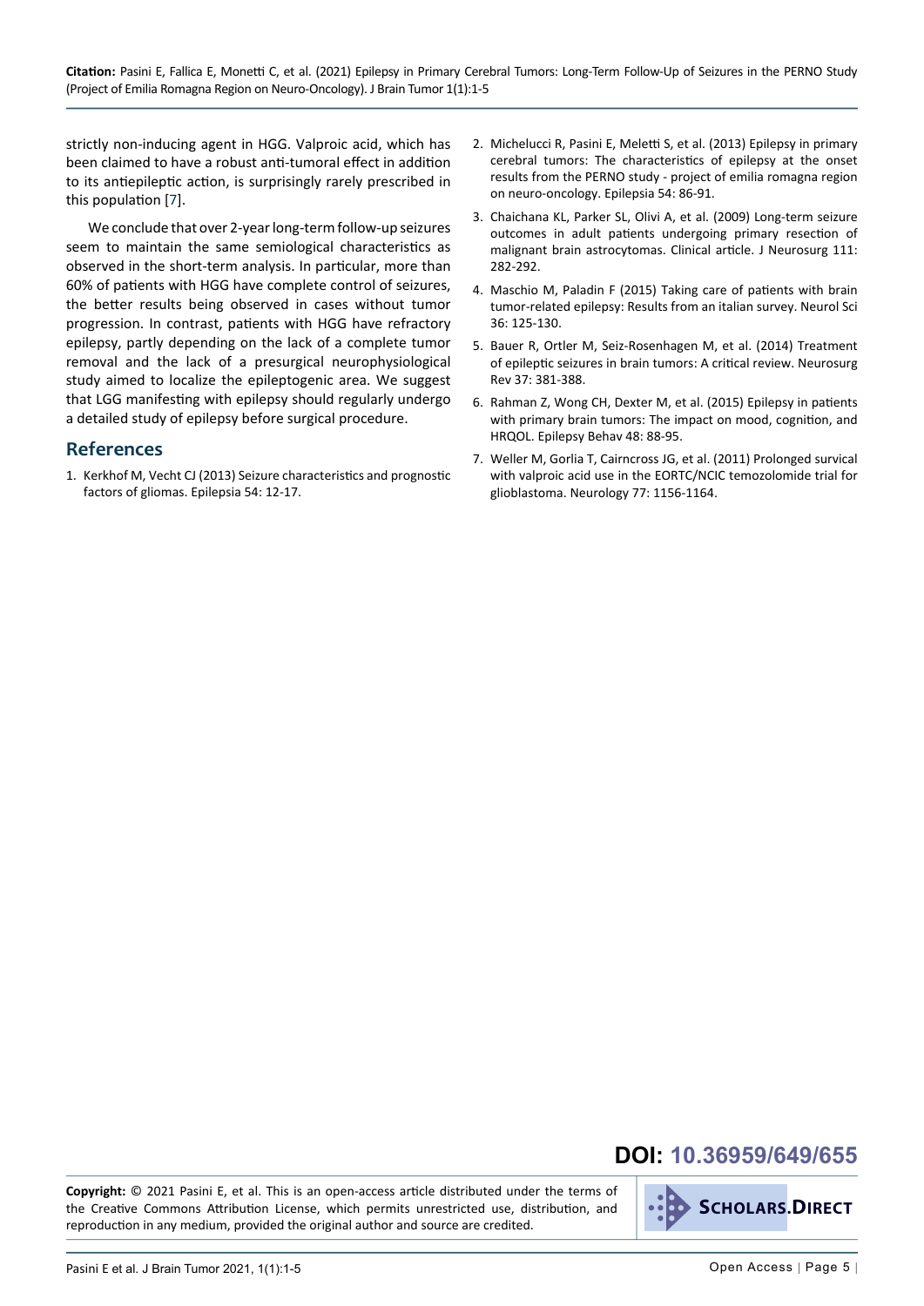strictly non-inducing agent in HGG. Valproic acid, which has been claimed to have a robust anti-tumoral effect in addition to its antiepileptic action, is surprisingly rarely prescribed in this population [7].

We conclude that over 2-year long-term follow-up seizures seem to maintain the same semiological characteristics as observed in the short-term analysis. In particular, more than 60% of patients with HGG have complete control of seizures, the better results being observed in cases without tumor progression. In contrast, patients with HGG have refractory epilepsy, partly depending on the lack of a complete tumor removal and the lack of a presurgical neurophysiological study aimed to localize the epileptogenic area. We suggest that LGG manifesting with epilepsy should regularly undergo a detailed study of epilepsy before surgical procedure.

## References

1. Kerkhof M, Vecht CJ (2013) Seizure characteristics and prognostic factors of gliomas. Epilepsia 54: 12-17.
2. Michelucci R, Pasini E, Meletti S, et al. (2013) Epilepsy in primary cerebral tumors: The characteristics of epilepsy at the onset results from the PERNO study - project of emilia romagna region on neuro-oncology. Epilepsia 54: 86-91.
3. Chaichana KL, Parker SL, Olivi A, et al. (2009) Long-term seizure outcomes in adult patients undergoing primary resection of malignant brain astrocytomas. Clinical article. J Neurosurg 111: 282-292.
4. Maschio M, Paladin F (2015) Taking care of patients with brain tumor-related epilepsy: Results from an italian survey. Neurol Sci 36: 125-130.
5. Bauer R, Ortler M, Seiz-Rosenhagen M, et al. (2014) Treatment of epileptic seizures in brain tumors: A critical review. Neurosurg Rev 37: 381-388.
6. Rahman Z, Wong CH, Dexter M, et al. (2015) Epilepsy in patients with primary brain tumors: The impact on mood, cognition, and HRQOL. Epilepsy Behav 48: 88-95.
7. Weller M, Gorlia T, Cairncross JG, et al. (2011) Prolonged survical with valproic acid use in the EORTC/NCIC temozolomide trial for glioblastoma. Neurology 77: 1156-1164.

**DOI: 10.36959/649/655**

**Copyright:** © 2021 Pasini E, et al. This is an open-access article distributed under the terms of the Creative Commons Attribution License, which permits unrestricted use, distribution, and reproduction in any medium, provided the original author and source are credited.